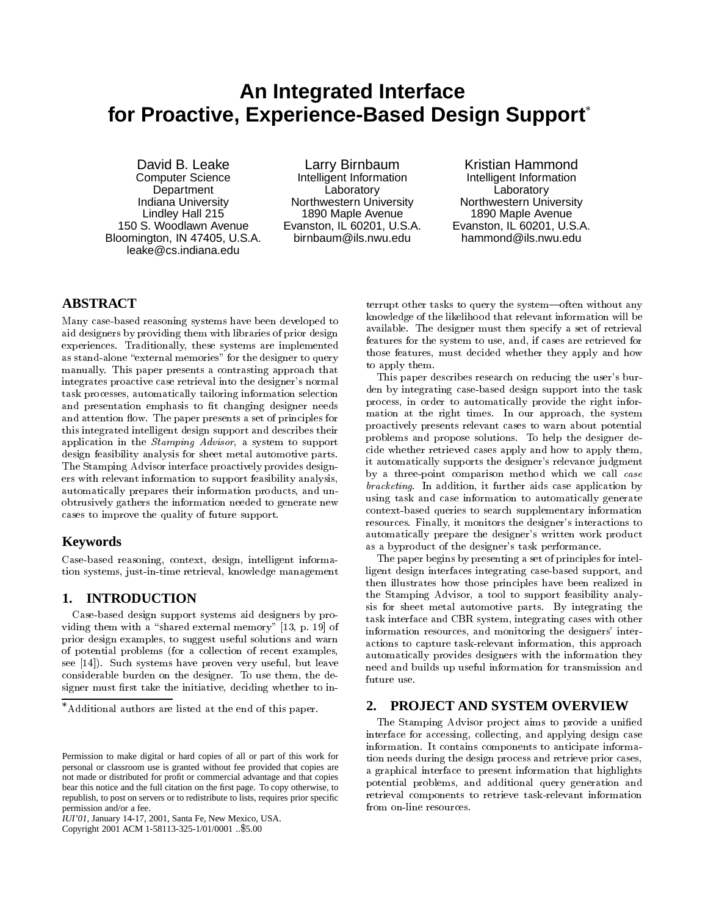# An Integrated Interface for Proactive, Experience-Based Design Support*

David B. Leake
Computer Science Department
Indiana University
Lindley Hall 215
150 S. Woodlawn Avenue
Bloomington, IN 47405, U.S.A.
leake@cs.indiana.edu

Larry Birnbaum
Intelligent Information Laboratory
Northwestern University
1890 Maple Avenue
Evanston, IL 60201, U.S.A.
birnbaum@ils.nwu.edu

Kristian Hammond
Intelligent Information Laboratory
Northwestern University
1890 Maple Avenue
Evanston, IL 60201, U.S.A.
hammond@ils.nwu.edu

## ABSTRACT

Many case-based reasoning systems have been developed to aid designers by providing them with libraries of prior design experiences. Traditionally, these systems are implemented as stand-alone "external memories" for the designer to query manually. This paper presents a contrasting approach that integrates proactive case retrieval into the designer's normal task processes, automatically tailoring information selection and presentation emphasis to fit changing designer needs and attention flow. The paper presents a set of principles for this integrated intelligent design support and describes their application in the *Stamping Advisor*, a system to support design feasibility analysis for sheet metal automotive parts. The Stamping Advisor interface proactively provides designers with relevant information to support feasibility analysis, automatically prepares their information products, and unobtrusively gathers the information needed to generate new cases to improve the quality of future support.

## Keywords

Case-based reasoning, context, design, intelligent information systems, just-in-time retrieval, knowledge management

## 1. INTRODUCTION

Case-based design support systems aid designers by providing them with a "shared external memory" [13, p. 19] of prior design examples, to suggest useful solutions and warn of potential problems (for a collection of recent examples, see [14]). Such systems have proven very useful, but leave considerable burden on the designer. To use them, the designer must first take the initiative, deciding whether to interrupt other tasks to query the system—often without any knowledge of the likelihood that relevant information will be available. The designer must then specify a set of retrieval features for the system to use, and, if cases are retrieved for those features, must decided whether they apply and how to apply them.

This paper describes research on reducing the user's burden by integrating case-based design support into the task process, in order to automatically provide the right information at the right times. In our approach, the system proactively presents relevant cases to warn about potential problems and propose solutions. To help the designer decide whether retrieved cases apply and how to apply them, it automatically supports the designer's relevance judgment by a three-point comparison method which we call *case bracketing*. In addition, it further aids case application by using task and case information to automatically generate context-based queries to search supplementary information resources. Finally, it monitors the designer's interactions to automatically prepare the designer's written work product as a byproduct of the designer's task performance.

The paper begins by presenting a set of principles for intelligent design interfaces integrating case-based support, and then illustrates how those principles have been realized in the Stamping Advisor, a tool to support feasibility analysis for sheet metal automotive parts. By integrating the task interface and CBR system, integrating cases with other information resources, and monitoring the designers' interactions to capture task-relevant information, this approach automatically provides designers with the information they need and builds up useful information for transmission and future use.

## 2. PROJECT AND SYSTEM OVERVIEW

The Stamping Advisor project aims to provide a unified interface for accessing, collecting, and applying design case information. It contains components to anticipate information needs during the design process and retrieve prior cases, a graphical interface to present information that highlights potential problems, and additional query generation and retrieval components to retrieve task-relevant information from on-line resources.

*Additional authors are listed at the end of this paper.

Permission to make digital or hard copies of all or part of this work for personal or classroom use is granted without fee provided that copies are not made or distributed for profit or commercial advantage and that copies bear this notice and the full citation on the first page. To copy otherwise, to republish, to post on servers or to redistribute to lists, requires prior specific permission and/or a fee.
*IUI'01*, January 14-17, 2001, Santa Fe, New Mexico, USA.
Copyright 2001 ACM 1-58113-325-1/01/0001 ..$5.00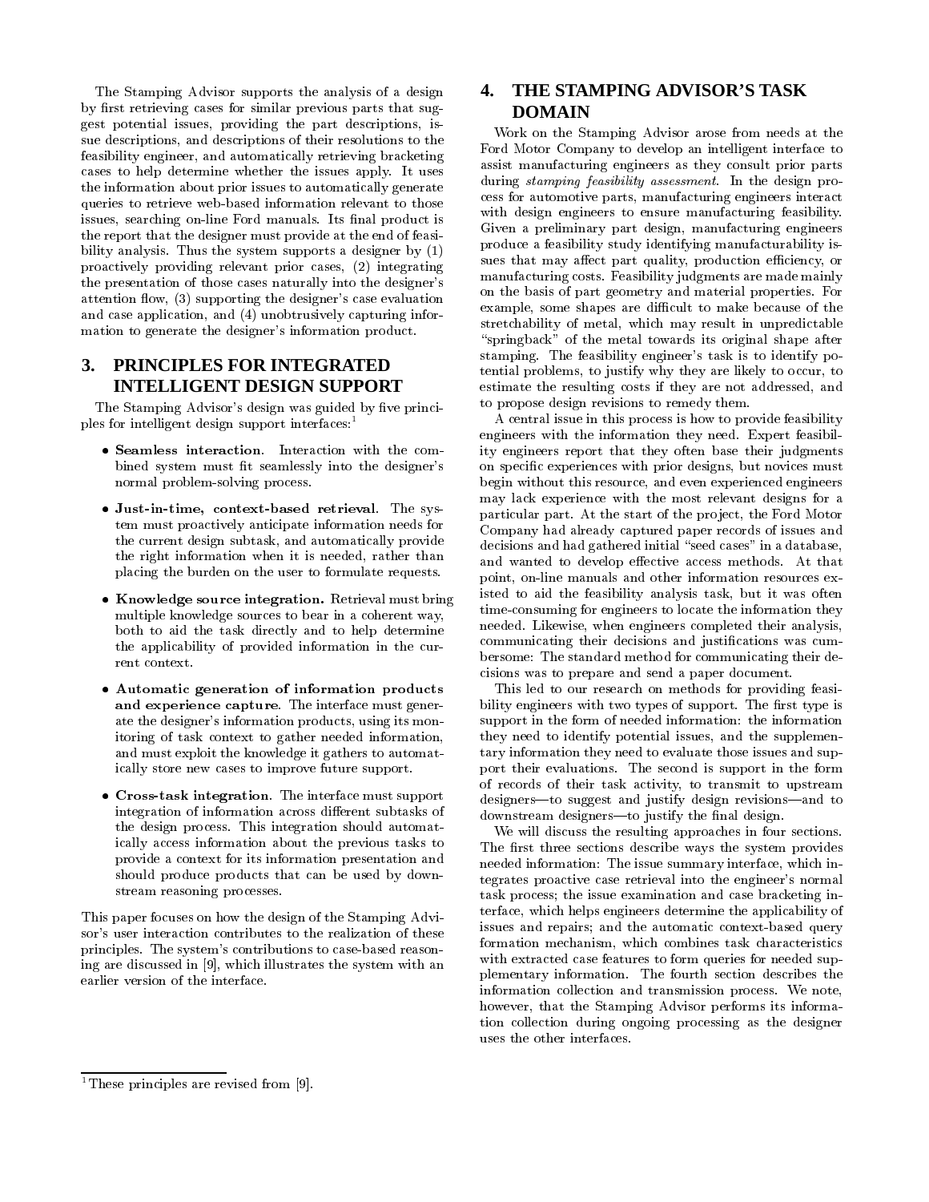The Stamping Advisor supports the analysis of a design by first retrieving cases for similar previous parts that suggest potential issues, providing the part descriptions, issue descriptions, and descriptions of their resolutions to the feasibility engineer, and automatically retrieving bracketing cases to help determine whether the issues apply. It uses the information about prior issues to automatically generate queries to retrieve web-based information relevant to those issues, searching on-line Ford manuals. Its final product is the report that the designer must provide at the end of feasibility analysis. Thus the system supports a designer by (1) proactively providing relevant prior cases, (2) integrating the presentation of those cases naturally into the designer's attention flow, (3) supporting the designer's case evaluation and case application, and (4) unobtrusively capturing information to generate the designer's information product.

## 3. PRINCIPLES FOR INTEGRATED INTELLIGENT DESIGN SUPPORT

The Stamping Advisor's design was guided by five principles for intelligent design support interfaces:[1]

- **Seamless interaction**. Interaction with the combined system must fit seamlessly into the designer's normal problem-solving process.
- **Just-in-time, context-based retrieval**. The system must proactively anticipate information needs for the current design subtask, and automatically provide the right information when it is needed, rather than placing the burden on the user to formulate requests.
- **Knowledge source integration.** Retrieval must bring multiple knowledge sources to bear in a coherent way, both to aid the task directly and to help determine the applicability of provided information in the current context.
- **Automatic generation of information products and experience capture**. The interface must generate the designer's information products, using its monitoring of task context to gather needed information, and must exploit the knowledge it gathers to automatically store new cases to improve future support.
- **Cross-task integration**. The interface must support integration of information across different subtasks of the design process. This integration should automatically access information about the previous tasks to provide a context for its information presentation and should produce products that can be used by downstream reasoning processes.

This paper focuses on how the design of the Stamping Advisor's user interaction contributes to the realization of these principles. The system's contributions to case-based reasoning are discussed in [9], which illustrates the system with an earlier version of the interface.

## 4. THE STAMPING ADVISOR'S TASK DOMAIN

Work on the Stamping Advisor arose from needs at the Ford Motor Company to develop an intelligent interface to assist manufacturing engineers as they consult prior parts during *stamping feasibility assessment*. In the design process for automotive parts, manufacturing engineers interact with design engineers to ensure manufacturing feasibility. Given a preliminary part design, manufacturing engineers produce a feasibility study identifying manufacturability issues that may affect part quality, production efficiency, or manufacturing costs. Feasibility judgments are made mainly on the basis of part geometry and material properties. For example, some shapes are difficult to make because of the stretchability of metal, which may result in unpredictable "springback" of the metal towards its original shape after stamping. The feasibility engineer's task is to identify potential problems, to justify why they are likely to occur, to estimate the resulting costs if they are not addressed, and to propose design revisions to remedy them.

A central issue in this process is how to provide feasibility engineers with the information they need. Expert feasibility engineers report that they often base their judgments on specific experiences with prior designs, but novices must begin without this resource, and even experienced engineers may lack experience with the most relevant designs for a particular part. At the start of the project, the Ford Motor Company had already captured paper records of issues and decisions and had gathered initial "seed cases" in a database, and wanted to develop effective access methods. At that point, on-line manuals and other information resources existed to aid the feasibility analysis task, but it was often time-consuming for engineers to locate the information they needed. Likewise, when engineers completed their analysis, communicating their decisions and justifications was cumbersome: The standard method for communicating their decisions was to prepare and send a paper document.

This led to our research on methods for providing feasibility engineers with two types of support. The first type is support in the form of needed information: the information they need to identify potential issues, and the supplementary information they need to evaluate those issues and support their evaluations. The second is support in the form of records of their task activity, to transmit to upstream designers—to suggest and justify design revisions—and to downstream designers—to justify the final design.

We will discuss the resulting approaches in four sections. The first three sections describe ways the system provides needed information: The issue summary interface, which integrates proactive case retrieval into the engineer's normal task process; the issue examination and case bracketing interface, which helps engineers determine the applicability of issues and repairs; and the automatic context-based query formation mechanism, which combines task characteristics with extracted case features to form queries for needed supplementary information. The fourth section describes the information collection and transmission process. We note, however, that the Stamping Advisor performs its information collection during ongoing processing as the designer uses the other interfaces.

[1] These principles are revised from [9].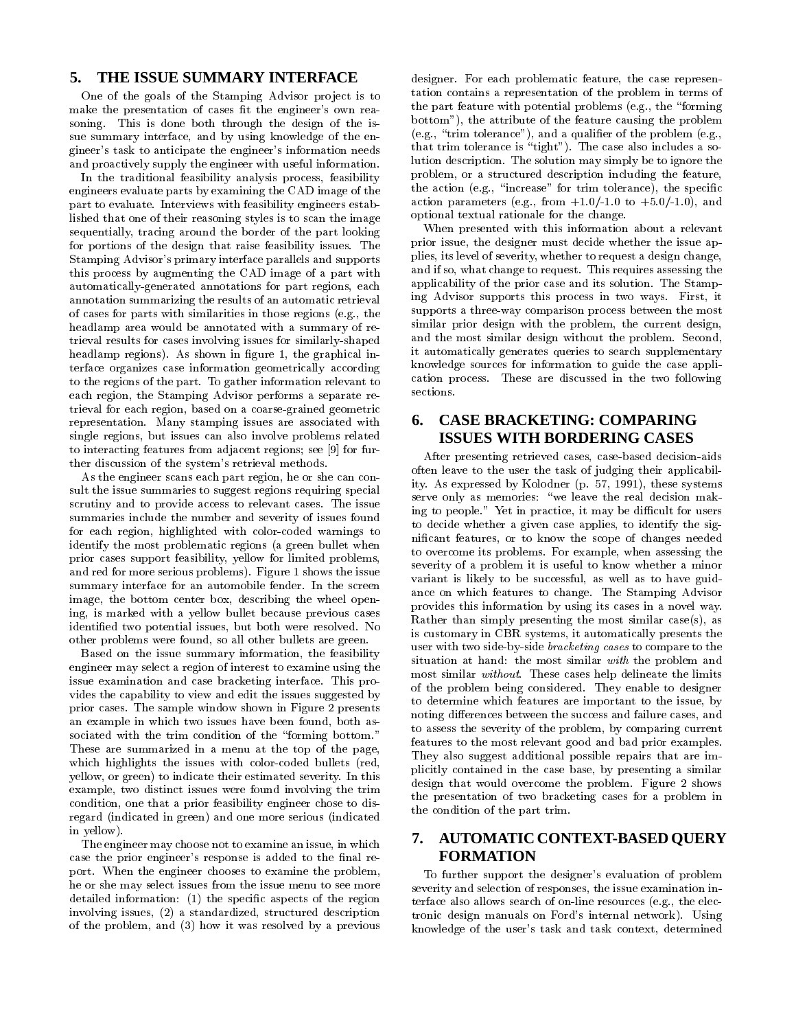## 5. THE ISSUE SUMMARY INTERFACE

One of the goals of the Stamping Advisor project is to make the presentation of cases fit the engineer's own reasoning. This is done both through the design of the issue summary interface, and by using knowledge of the engineer's task to anticipate the engineer's information needs and proactively supply the engineer with useful information.

In the traditional feasibility analysis process, feasibility engineers evaluate parts by examining the CAD image of the part to evaluate. Interviews with feasibility engineers established that one of their reasoning styles is to scan the image sequentially, tracing around the border of the part looking for portions of the design that raise feasibility issues. The Stamping Advisor's primary interface parallels and supports this process by augmenting the CAD image of a part with automatically-generated annotations for part regions, each annotation summarizing the results of an automatic retrieval of cases for parts with similarities in those regions (e.g., the headlamp area would be annotated with a summary of retrieval results for cases involving issues for similarly-shaped headlamp regions). As shown in figure 1, the graphical interface organizes case information geometrically according to the regions of the part. To gather information relevant to each region, the Stamping Advisor performs a separate retrieval for each region, based on a coarse-grained geometric representation. Many stamping issues are associated with single regions, but issues can also involve problems related to interacting features from adjacent regions; see [9] for further discussion of the system's retrieval methods.

As the engineer scans each part region, he or she can consult the issue summaries to suggest regions requiring special scrutiny and to provide access to relevant cases. The issue summaries include the number and severity of issues found for each region, highlighted with color-coded warnings to identify the most problematic regions (a green bullet when prior cases support feasibility, yellow for limited problems, and red for more serious problems). Figure 1 shows the issue summary interface for an automobile fender. In the screen image, the bottom center box, describing the wheel opening, is marked with a yellow bullet because previous cases identified two potential issues, but both were resolved. No other problems were found, so all other bullets are green.

Based on the issue summary information, the feasibility engineer may select a region of interest to examine using the issue examination and case bracketing interface. This provides the capability to view and edit the issues suggested by prior cases. The sample window shown in Figure 2 presents an example in which two issues have been found, both associated with the trim condition of the "forming bottom." These are summarized in a menu at the top of the page, which highlights the issues with color-coded bullets (red, yellow, or green) to indicate their estimated severity. In this example, two distinct issues were found involving the trim condition, one that a prior feasibility engineer chose to disregard (indicated in green) and one more serious (indicated in yellow).

The engineer may choose not to examine an issue, in which case the prior engineer's response is added to the final report. When the engineer chooses to examine the problem, he or she may select issues from the issue menu to see more detailed information: (1) the specific aspects of the region involving issues, (2) a standardized, structured description of the problem, and (3) how it was resolved by a previous designer. For each problematic feature, the case representation contains a representation of the problem in terms of the part feature with potential problems (e.g., the "forming bottom"), the attribute of the feature causing the problem (e.g., "trim tolerance"), and a qualifier of the problem (e.g., that trim tolerance is "tight"). The case also includes a solution description. The solution may simply be to ignore the problem, or a structured description including the feature, the action (e.g., "increase" for trim tolerance), the specific action parameters (e.g., from +1.0/-1.0 to +5.0/-1.0), and optional textual rationale for the change.

When presented with this information about a relevant prior issue, the designer must decide whether the issue applies, its level of severity, whether to request a design change, and if so, what change to request. This requires assessing the applicability of the prior case and its solution. The Stamping Advisor supports this process in two ways. First, it supports a three-way comparison process between the most similar prior design with the problem, the current design, and the most similar design without the problem. Second, it automatically generates queries to search supplementary knowledge sources for information to guide the case application process. These are discussed in the two following sections.

## 6. CASE BRACKETING: COMPARING ISSUES WITH BORDERING CASES

After presenting retrieved cases, case-based decision-aids often leave to the user the task of judging their applicability. As expressed by Kolodner (p. 57, 1991), these systems serve only as memories: "we leave the real decision making to people." Yet in practice, it may be difficult for users to decide whether a given case applies, to identify the significant features, or to know the scope of changes needed to overcome its problems. For example, when assessing the severity of a problem it is useful to know whether a minor variant is likely to be successful, as well as to have guidance on which features to change. The Stamping Advisor provides this information by using its cases in a novel way. Rather than simply presenting the most similar case(s), as is customary in CBR systems, it automatically presents the user with two side-by-side *bracketing cases* to compare to the situation at hand: the most similar *with* the problem and most similar *without*. These cases help delineate the limits of the problem being considered. They enable to designer to determine which features are important to the issue, by noting differences between the success and failure cases, and to assess the severity of the problem, by comparing current features to the most relevant good and bad prior examples. They also suggest additional possible repairs that are implicitly contained in the case base, by presenting a similar design that would overcome the problem. Figure 2 shows the presentation of two bracketing cases for a problem in the condition of the part trim.

## 7. AUTOMATIC CONTEXT-BASED QUERY FORMATION

To further support the designer's evaluation of problem severity and selection of responses, the issue examination interface also allows search of on-line resources (e.g., the electronic design manuals on Ford's internal network). Using knowledge of the user's task and task context, determined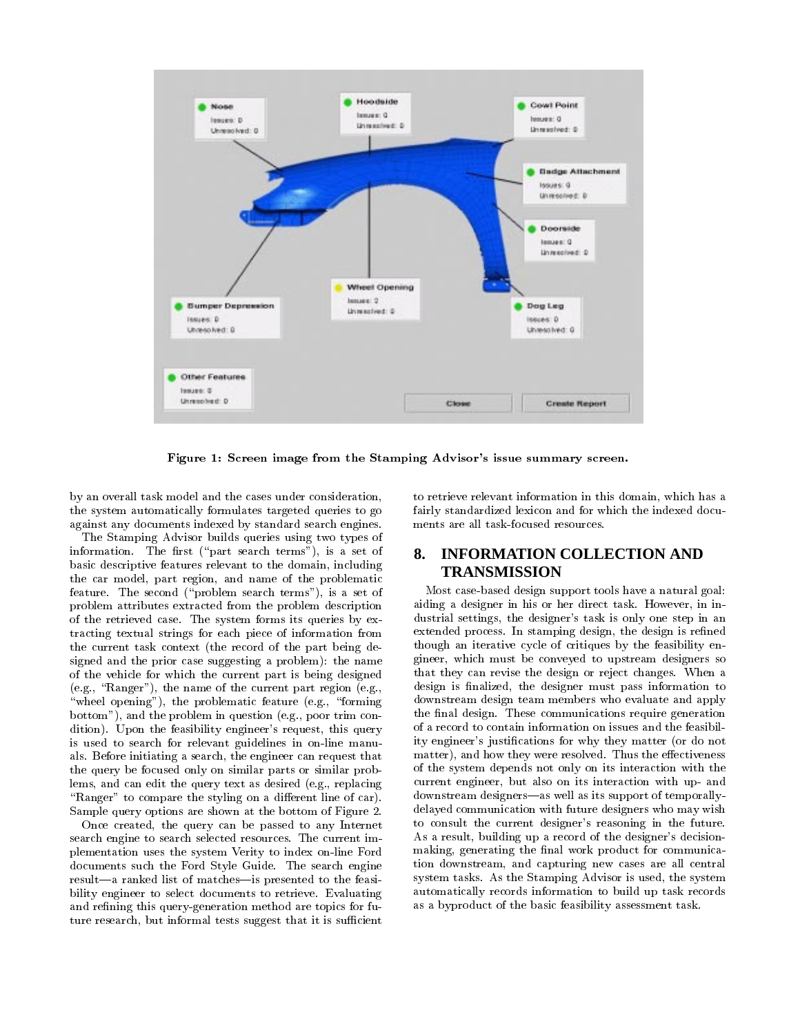Figure 1: Screen image from the Stamping Advisor's issue summary screen.

by an overall task model and the cases under consideration, the system automatically formulates targeted queries to go against any documents indexed by standard search engines.

The Stamping Advisor builds queries using two types of information. The first ("part search terms"), is a set of basic descriptive features relevant to the domain, including the car model, part region, and name of the problematic feature. The second ("problem search terms"), is a set of problem attributes extracted from the problem description of the retrieved case. The system forms its queries by extracting textual strings for each piece of information from the current task context (the record of the part being designed and the prior case suggesting a problem): the name of the vehicle for which the current part is being designed (e.g., "Ranger"), the name of the current part region (e.g., "wheel opening"), the problematic feature (e.g., "forming bottom"), and the problem in question (e.g., poor trim condition). Upon the feasibility engineer's request, this query is used to search for relevant guidelines in on-line manuals. Before initiating a search, the engineer can request that the query be focused only on similar parts or similar problems, and can edit the query text as desired (e.g., replacing "Ranger" to compare the styling on a different line of car). Sample query options are shown at the bottom of Figure 2.

Once created, the query can be passed to any Internet search engine to search selected resources. The current implementation uses the system Verity to index on-line Ford documents such the Ford Style Guide. The search engine result—a ranked list of matches—is presented to the feasibility engineer to select documents to retrieve. Evaluating and refining this query-generation method are topics for future research, but informal tests suggest that it is sufficient to retrieve relevant information in this domain, which has a fairly standardized lexicon and for which the indexed documents are all task-focused resources.

## 8. INFORMATION COLLECTION AND TRANSMISSION

Most case-based design support tools have a natural goal: aiding a designer in his or her direct task. However, in industrial settings, the designer's task is only one step in an extended process. In stamping design, the design is refined though an iterative cycle of critiques by the feasibility engineer, which must be conveyed to upstream designers so that they can revise the design or reject changes. When a design is finalized, the designer must pass information to downstream design team members who evaluate and apply the final design. These communications require generation of a record to contain information on issues and the feasibility engineer's justifications for why they matter (or do not matter), and how they were resolved. Thus the effectiveness of the system depends not only on its interaction with the current engineer, but also on its interaction with up- and downstream designers—as well as its support of temporally-delayed communication with future designers who may wish to consult the current designer's reasoning in the future. As a result, building up a record of the designer's decision-making, generating the final work product for communication downstream, and capturing new cases are all central system tasks. As the Stamping Advisor is used, the system automatically records information to build up task records as a byproduct of the basic feasibility assessment task.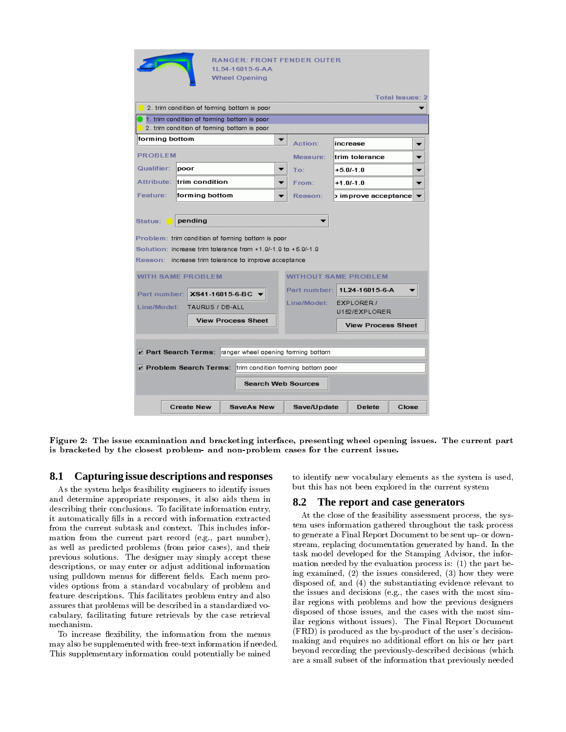Figure 2: The issue examination and bracketing interface, presenting wheel opening issues. The current part is bracketed by the closest problem- and non-problem cases for the current issue.

## 8.1 Capturing issue descriptions and responses

As the system helps feasibility engineers to identify issues and determine appropriate responses, it also aids them in describing their conclusions. To facilitate information entry, it automatically fills in a record with information extracted from the current subtask and context. This includes information from the current part record (e.g., part number), as well as predicted problems (from prior cases), and their previous solutions. The designer may simply accept these descriptions, or may enter or adjust additional information using pulldown menus for different fields. Each menu provides options from a standard vocabulary of problem and feature descriptions. This facilitates problem entry and also assures that problems will be described in a standardized vocabulary, facilitating future retrievals by the case retrieval mechanism.

To increase flexibility, the information from the menus may also be supplemented with free-text information if needed. This supplementary information could potentially be mined to identify new vocabulary elements as the system is used, but this has not been explored in the current system

## 8.2 The report and case generators

At the close of the feasibility assessment process, the system uses information gathered throughout the task process to generate a Final Report Document to be sent up- or downstream, replacing documentation generated by hand. In the task model developed for the Stamping Advisor, the information needed by the evaluation process is: (1) the part being examined, (2) the issues considered, (3) how they were disposed of, and (4) the substantiating evidence relevant to the issues and decisions (e.g., the cases with the most similar regions with problems and how the previous designers disposed of those issues, and the cases with the most similar regions without issues). The Final Report Document (FRD) is produced as the by-product of the user's decision-making and requires no additional effort on his or her part beyond recording the previously-described decisions (which are a small subset of the information that previously needed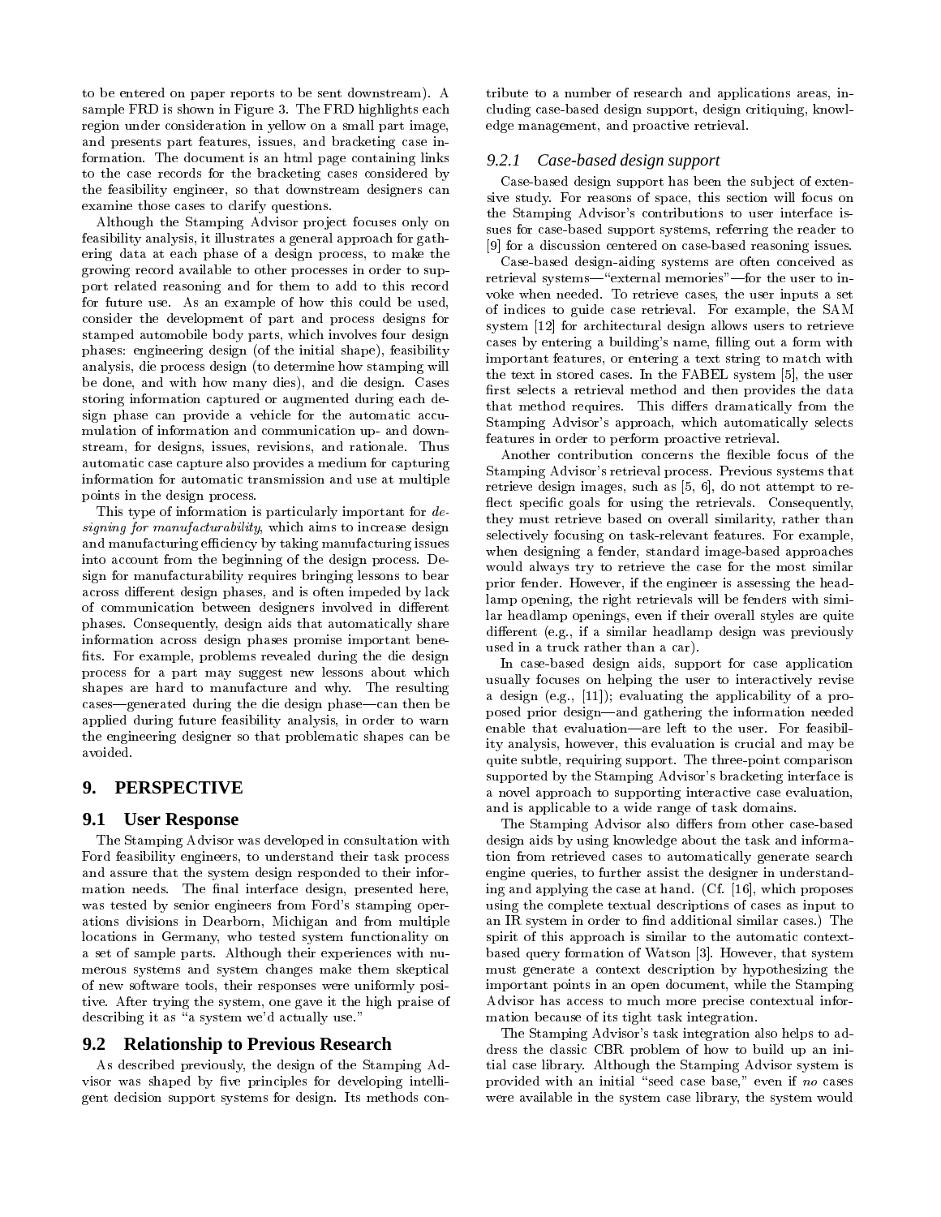to be entered on paper reports to be sent downstream). A sample FRD is shown in Figure 3. The FRD highlights each region under consideration in yellow on a small part image, and presents part features, issues, and bracketing case information. The document is an html page containing links to the case records for the bracketing cases considered by the feasibility engineer, so that downstream designers can examine those cases to clarify questions.

Although the Stamping Advisor project focuses only on feasibility analysis, it illustrates a general approach for gathering data at each phase of a design process, to make the growing record available to other processes in order to support related reasoning and for them to add to this record for future use. As an example of how this could be used, consider the development of part and process designs for stamped automobile body parts, which involves four design phases: engineering design (of the initial shape), feasibility analysis, die process design (to determine how stamping will be done, and with how many dies), and die design. Cases storing information captured or augmented during each design phase can provide a vehicle for the automatic accumulation of information and communication up- and downstream, for designs, issues, revisions, and rationale. Thus automatic case capture also provides a medium for capturing information for automatic transmission and use at multiple points in the design process.

This type of information is particularly important for *designing for manufacturability*, which aims to increase design and manufacturing efficiency by taking manufacturing issues into account from the beginning of the design process. Design for manufacturability requires bringing lessons to bear across different design phases, and is often impeded by lack of communication between designers involved in different phases. Consequently, design aids that automatically share information across design phases promise important benefits. For example, problems revealed during the die design process for a part may suggest new lessons about which shapes are hard to manufacture and why. The resulting cases—generated during the die design phase—can then be applied during future feasibility analysis, in order to warn the engineering designer so that problematic shapes can be avoided.

# 9. PERSPECTIVE

## 9.1 User Response

The Stamping Advisor was developed in consultation with Ford feasibility engineers, to understand their task process and assure that the system design responded to their information needs. The final interface design, presented here, was tested by senior engineers from Ford's stamping operations divisions in Dearborn, Michigan and from multiple locations in Germany, who tested system functionality on a set of sample parts. Although their experiences with numerous systems and system changes make them skeptical of new software tools, their responses were uniformly positive. After trying the system, one gave it the high praise of describing it as "a system we'd actually use."

## 9.2 Relationship to Previous Research

As described previously, the design of the Stamping Advisor was shaped by five principles for developing intelligent decision support systems for design. Its methods contribute to a number of research and applications areas, including case-based design support, design critiquing, knowledge management, and proactive retrieval.

### 9.2.1 Case-based design support

Case-based design support has been the subject of extensive study. For reasons of space, this section will focus on the Stamping Advisor's contributions to user interface issues for case-based support systems, referring the reader to [9] for a discussion centered on case-based reasoning issues.

Case-based design-aiding systems are often conceived as retrieval systems—"external memories"—for the user to invoke when needed. To retrieve cases, the user inputs a set of indices to guide case retrieval. For example, the SAM system [12] for architectural design allows users to retrieve cases by entering a building's name, filling out a form with important features, or entering a text string to match with the text in stored cases. In the FABEL system [5], the user first selects a retrieval method and then provides the data that method requires. This differs dramatically from the Stamping Advisor's approach, which automatically selects features in order to perform proactive retrieval.

Another contribution concerns the flexible focus of the Stamping Advisor's retrieval process. Previous systems that retrieve design images, such as [5, 6], do not attempt to reflect specific goals for using the retrievals. Consequently, they must retrieve based on overall similarity, rather than selectively focusing on task-relevant features. For example, when designing a fender, standard image-based approaches would always try to retrieve the case for the most similar prior fender. However, if the engineer is assessing the headlamp opening, the right retrievals will be fenders with similar headlamp openings, even if their overall styles are quite different (e.g., if a similar headlamp design was previously used in a truck rather than a car).

In case-based design aids, support for case application usually focuses on helping the user to interactively revise a design (e.g., [11]); evaluating the applicability of a proposed prior design—and gathering the information needed enable that evaluation—are left to the user. For feasibility analysis, however, this evaluation is crucial and may be quite subtle, requiring support. The three-point comparison supported by the Stamping Advisor's bracketing interface is a novel approach to supporting interactive case evaluation, and is applicable to a wide range of task domains.

The Stamping Advisor also differs from other case-based design aids by using knowledge about the task and information from retrieved cases to automatically generate search engine queries, to further assist the designer in understanding and applying the case at hand. (Cf. [16], which proposes using the complete textual descriptions of cases as input to an IR system in order to find additional similar cases.) The spirit of this approach is similar to the automatic context-based query formation of Watson [3]. However, that system must generate a context description by hypothesizing the important points in an open document, while the Stamping Advisor has access to much more precise contextual information because of its tight task integration.

The Stamping Advisor's task integration also helps to address the classic CBR problem of how to build up an initial case library. Although the Stamping Advisor system is provided with an initial "seed case base," even if *no* cases were available in the system case library, the system would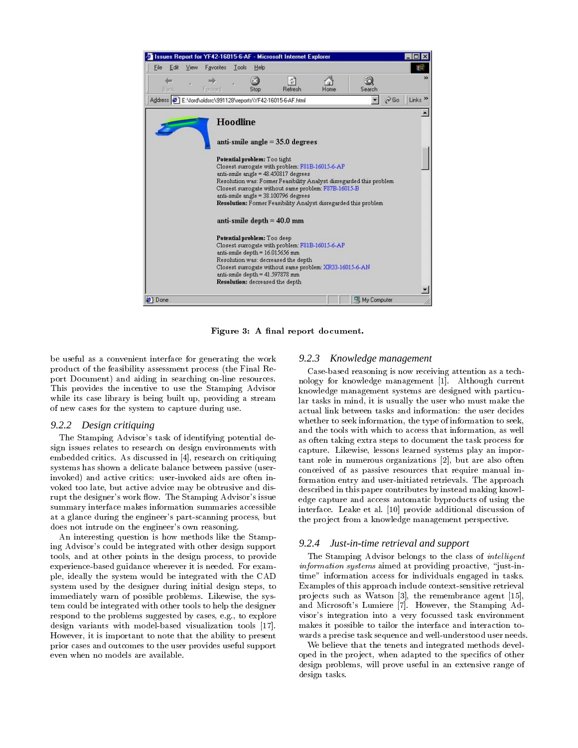Figure 3: A final report document.

be useful as a convenient interface for generating the work product of the feasibility assessment process (the Final Report Document) and aiding in searching on-line resources. This provides the incentive to use the Stamping Advisor while its case library is being built up, providing a stream of new cases for the system to capture during use.

### 9.2.2 Design critiquing

The Stamping Advisor's task of identifying potential design issues relates to research on design environments with embedded critics. As discussed in [4], research on critiquing systems has shown a delicate balance between passive (user-invoked) and active critics: user-invoked aids are often invoked too late, but active advice may be obtrusive and disrupt the designer's work flow. The Stamping Advisor's issue summary interface makes information summaries accessible at a glance during the engineer's part-scanning process, but does not intrude on the engineer's own reasoning.

An interesting question is how methods like the Stamping Advisor's could be integrated with other design support tools, and at other points in the design process, to provide experience-based guidance wherever it is needed. For example, ideally the system would be integrated with the CAD system used by the designer during initial design steps, to immediately warn of possible problems. Likewise, the system could be integrated with other tools to help the designer respond to the problems suggested by cases, e.g., to explore design variants with model-based visualization tools [17]. However, it is important to note that the ability to present prior cases and outcomes to the user provides useful support even when no models are available.

### 9.2.3 Knowledge management

Case-based reasoning is now receiving attention as a technology for knowledge management [1]. Although current knowledge management systems are designed with particular tasks in mind, it is usually the user who must make the actual link between tasks and information: the user decides whether to seek information, the type of information to seek, and the tools with which to access that information, as well as often taking extra steps to document the task process for capture. Likewise, lessons learned systems play an important role in numerous organizations [2], but are also often conceived of as passive resources that require manual information entry and user-initiated retrievals. The approach described in this paper contributes by instead making knowledge capture and access automatic byproducts of using the interface. Leake et al. [10] provide additional discussion of the project from a knowledge management perspective.

### 9.2.4 Just-in-time retrieval and support

The Stamping Advisor belongs to the class of *intelligent information systems* aimed at providing proactive, "just-in-time" information access for individuals engaged in tasks. Examples of this approach include context-sensitive retrieval projects such as Watson [3], the remembrance agent [15], and Microsoft's Lumiere [7]. However, the Stamping Advisor's integration into a very focussed task environment makes it possible to tailor the interface and interaction towards a precise task sequence and well-understood user needs.

We believe that the tenets and integrated methods developed in the project, when adapted to the specifics of other design problems, will prove useful in an extensive range of design tasks.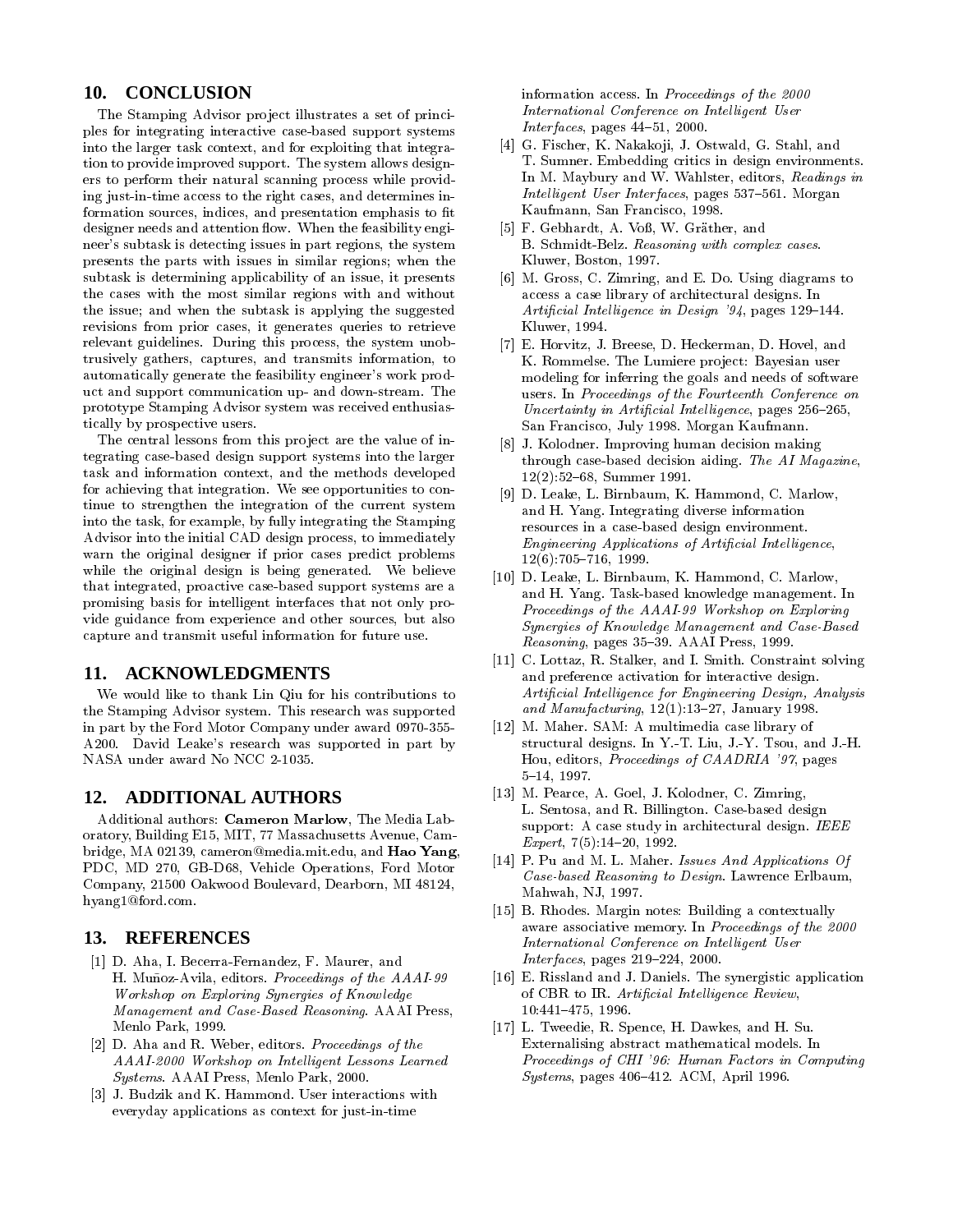## 10. CONCLUSION

The Stamping Advisor project illustrates a set of principles for integrating interactive case-based support systems into the larger task context, and for exploiting that integration to provide improved support. The system allows designers to perform their natural scanning process while providing just-in-time access to the right cases, and determines information sources, indices, and presentation emphasis to fit designer needs and attention flow. When the feasibility engineer's subtask is detecting issues in part regions, the system presents the parts with issues in similar regions; when the subtask is determining applicability of an issue, it presents the cases with the most similar regions with and without the issue; and when the subtask is applying the suggested revisions from prior cases, it generates queries to retrieve relevant guidelines. During this process, the system unobtrusively gathers, captures, and transmits information, to automatically generate the feasibility engineer's work product and support communication up- and down-stream. The prototype Stamping Advisor system was received enthusiastically by prospective users.

The central lessons from this project are the value of integrating case-based design support systems into the larger task and information context, and the methods developed for achieving that integration. We see opportunities to continue to strengthen the integration of the current system into the task, for example, by fully integrating the Stamping Advisor into the initial CAD design process, to immediately warn the original designer if prior cases predict problems while the original design is being generated. We believe that integrated, proactive case-based support systems are a promising basis for intelligent interfaces that not only provide guidance from experience and other sources, but also capture and transmit useful information for future use.

## 11. ACKNOWLEDGMENTS

We would like to thank Lin Qiu for his contributions to the Stamping Advisor system. This research was supported in part by the Ford Motor Company under award 0970-355-A200. David Leake's research was supported in part by NASA under award No NCC 2-1035.

## 12. ADDITIONAL AUTHORS

Additional authors: **Cameron Marlow**, The Media Laboratory, Building E15, MIT, 77 Massachusetts Avenue, Cambridge, MA 02139, cameron@media.mit.edu, and **Hao Yang**, PDC, MD 270, GB-D68, Vehicle Operations, Ford Motor Company, 21500 Oakwood Boulevard, Dearborn, MI 48124, hyang1@ford.com.

## 13. REFERENCES

[1] D. Aha, I. Becerra-Fernandez, F. Maurer, and H. Muñoz-Avila, editors. *Proceedings of the AAAI-99 Workshop on Exploring Synergies of Knowledge Management and Case-Based Reasoning*. AAAI Press, Menlo Park, 1999.

[2] D. Aha and R. Weber, editors. *Proceedings of the AAAI-2000 Workshop on Intelligent Lessons Learned Systems*. AAAI Press, Menlo Park, 2000.

[3] J. Budzik and K. Hammond. User interactions with everyday applications as context for just-in-time information access. In *Proceedings of the 2000 International Conference on Intelligent User Interfaces*, pages 44–51, 2000.

[4] G. Fischer, K. Nakakoji, J. Ostwald, G. Stahl, and T. Sumner. Embedding critics in design environments. In M. Maybury and W. Wahlster, editors, *Readings in Intelligent User Interfaces*, pages 537–561. Morgan Kaufmann, San Francisco, 1998.

[5] F. Gebhardt, A. Voß, W. Gräther, and B. Schmidt-Belz. *Reasoning with complex cases*. Kluwer, Boston, 1997.

[6] M. Gross, C. Zimring, and E. Do. Using diagrams to access a case library of architectural designs. In *Artificial Intelligence in Design '94*, pages 129–144. Kluwer, 1994.

[7] E. Horvitz, J. Breese, D. Heckerman, D. Hovel, and K. Rommelse. The Lumiere project: Bayesian user modeling for inferring the goals and needs of software users. In *Proceedings of the Fourteenth Conference on Uncertainty in Artificial Intelligence*, pages 256–265, San Francisco, July 1998. Morgan Kaufmann.

[8] J. Kolodner. Improving human decision making through case-based decision aiding. *The AI Magazine*, 12(2):52–68, Summer 1991.

[9] D. Leake, L. Birnbaum, K. Hammond, C. Marlow, and H. Yang. Integrating diverse information resources in a case-based design environment. *Engineering Applications of Artificial Intelligence*, 12(6):705–716, 1999.

[10] D. Leake, L. Birnbaum, K. Hammond, C. Marlow, and H. Yang. Task-based knowledge management. In *Proceedings of the AAAI-99 Workshop on Exploring Synergies of Knowledge Management and Case-Based Reasoning*, pages 35–39. AAAI Press, 1999.

[11] C. Lottaz, R. Stalker, and I. Smith. Constraint solving and preference activation for interactive design. *Artificial Intelligence for Engineering Design, Analysis and Manufacturing*, 12(1):13–27, January 1998.

[12] M. Maher. SAM: A multimedia case library of structural designs. In Y.-T. Liu, J.-Y. Tsou, and J.-H. Hou, editors, *Proceedings of CAADRIA '97*, pages 5–14, 1997.

[13] M. Pearce, A. Goel, J. Kolodner, C. Zimring, L. Sentosa, and R. Billington. Case-based design support: A case study in architectural design. *IEEE Expert*, 7(5):14–20, 1992.

[14] P. Pu and M. L. Maher. *Issues And Applications Of Case-based Reasoning to Design*. Lawrence Erlbaum, Mahwah, NJ, 1997.

[15] B. Rhodes. Margin notes: Building a contextually aware associative memory. In *Proceedings of the 2000 International Conference on Intelligent User Interfaces*, pages 219–224, 2000.

[16] E. Rissland and J. Daniels. The synergistic application of CBR to IR. *Artificial Intelligence Review*, 10:441–475, 1996.

[17] L. Tweedie, R. Spence, H. Dawkes, and H. Su. Externalising abstract mathematical models. In *Proceedings of CHI '96: Human Factors in Computing Systems*, pages 406–412. ACM, April 1996.